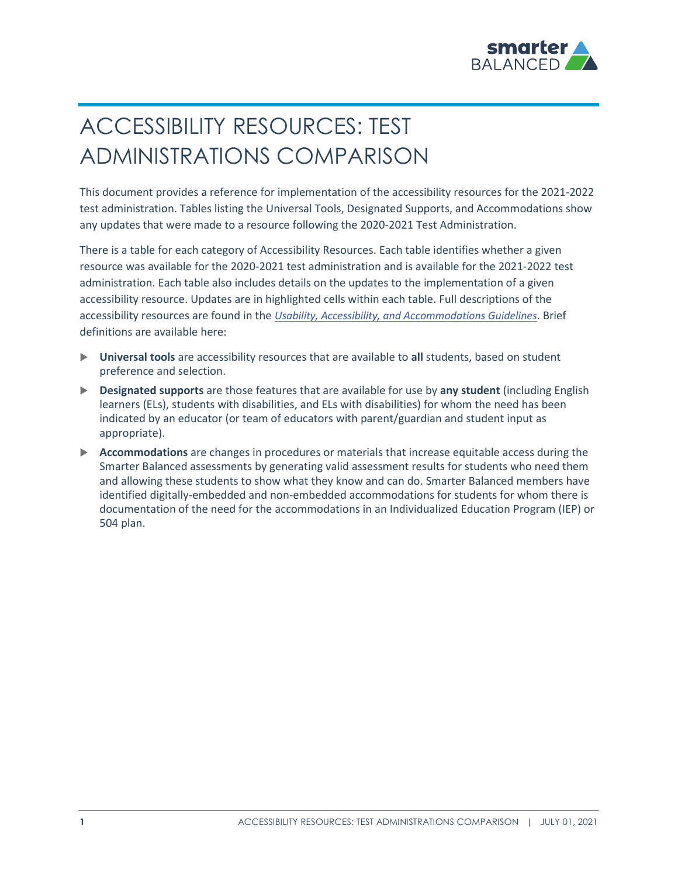# ACCESSIBILITY RESOURCES: TEST ADMINISTRATIONS COMPARISON

This document provides a reference for implementation of the accessibility resources for the 2021-2022 test administration. Tables listing the Universal Tools, Designated Supports, and Accommodations show any updates that were made to a resource following the 2020-2021 Test Administration.

There is a table for each category of Accessibility Resources. Each table identifies whether a given resource was available for the 2020-2021 test administration and is available for the 2021-2022 test administration. Each table also includes details on the updates to the implementation of a given accessibility resource. Updates are in highlighted cells within each table. Full descriptions of the accessibility resources are found in the *Usability, Accessibility, and Accommodations Guidelines*. Brief definitions are available here:

- **Universal tools** are accessibility resources that are available to **all** students, based on student preference and selection.
- **Designated supports** are those features that are available for use by **any student** (including English learners (ELs), students with disabilities, and ELs with disabilities) for whom the need has been indicated by an educator (or team of educators with parent/guardian and student input as appropriate).
- **Accommodations** are changes in procedures or materials that increase equitable access during the Smarter Balanced assessments by generating valid assessment results for students who need them and allowing these students to show what they know and can do. Smarter Balanced members have identified digitally-embedded and non-embedded accommodations for students for whom there is documentation of the need for the accommodations in an Individualized Education Program (IEP) or 504 plan.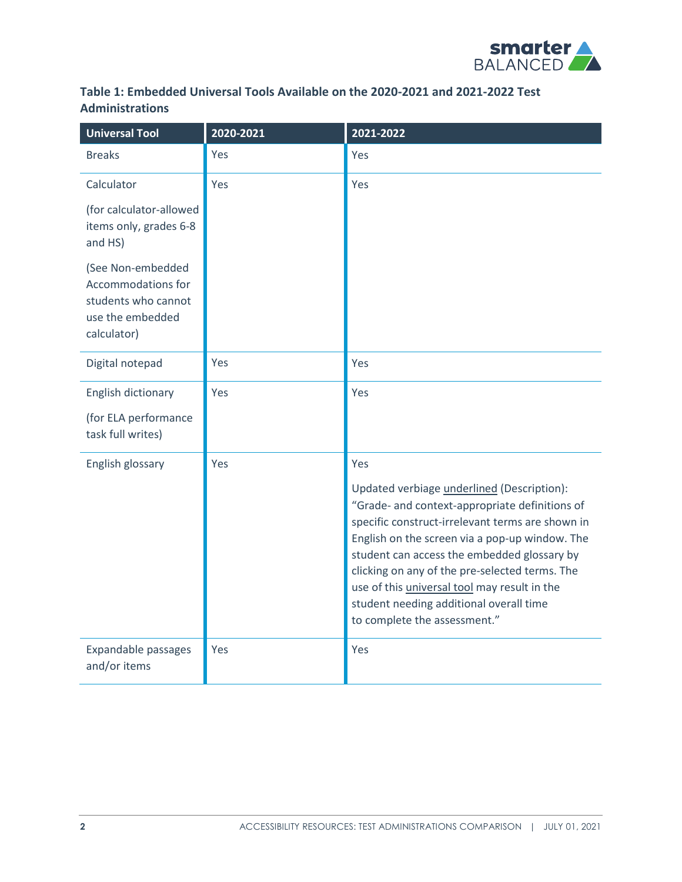**Table 1: Embedded Universal Tools Available on the 2020-2021 and 2021-2022 Test Administrations**

| Universal Tool | 2020-2021 | 2021-2022 |
| --- | --- | --- |
| Breaks | Yes | Yes |
| Calculator<br><br>(for calculator-allowed items only, grades 6-8 and HS)<br><br>(See Non-embedded Accommodations for students who cannot use the embedded calculator) | Yes | Yes |
| Digital notepad | Yes | Yes |
| English dictionary<br><br>(for ELA performance task full writes) | Yes | Yes |
| English glossary | Yes | Yes<br><br>Updated verbiage underlined (Description): "Grade- and context-appropriate definitions of specific construct-irrelevant terms are shown in English on the screen via a pop-up window. The student can access the embedded glossary by clicking on any of the pre-selected terms. The use of this universal tool may result in the student needing additional overall time to complete the assessment." |
| Expandable passages and/or items | Yes | Yes |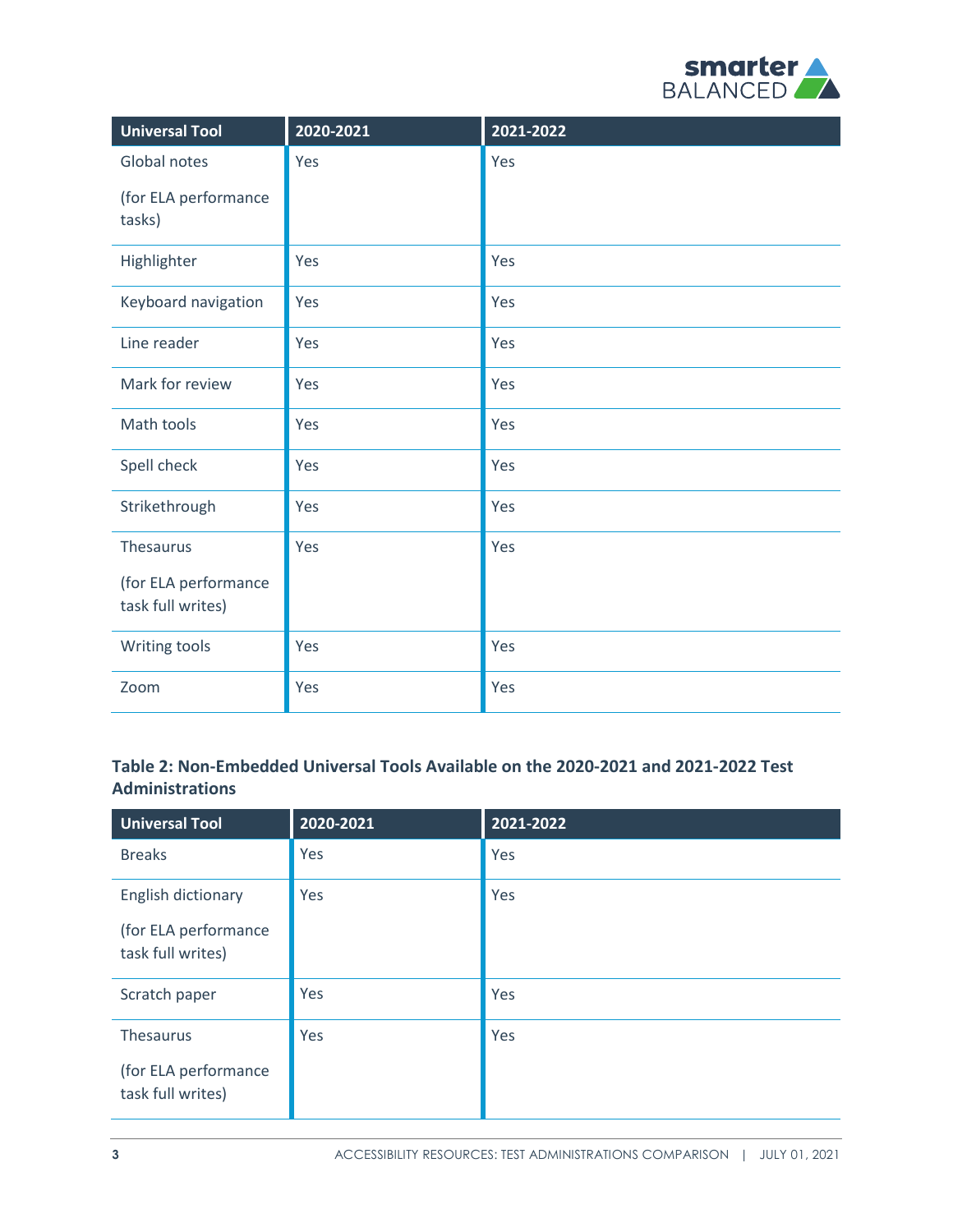| Universal Tool | 2020-2021 | 2021-2022 |
|---|---|---|
| Global notes (for ELA performance tasks) | Yes | Yes |
| Highlighter | Yes | Yes |
| Keyboard navigation | Yes | Yes |
| Line reader | Yes | Yes |
| Mark for review | Yes | Yes |
| Math tools | Yes | Yes |
| Spell check | Yes | Yes |
| Strikethrough | Yes | Yes |
| Thesaurus (for ELA performance task full writes) | Yes | Yes |
| Writing tools | Yes | Yes |
| Zoom | Yes | Yes |

### Table 2: Non-Embedded Universal Tools Available on the 2020-2021 and 2021-2022 Test Administrations

| Universal Tool | 2020-2021 | 2021-2022 |
|---|---|---|
| Breaks | Yes | Yes |
| English dictionary (for ELA performance task full writes) | Yes | Yes |
| Scratch paper | Yes | Yes |
| Thesaurus (for ELA performance task full writes) | Yes | Yes |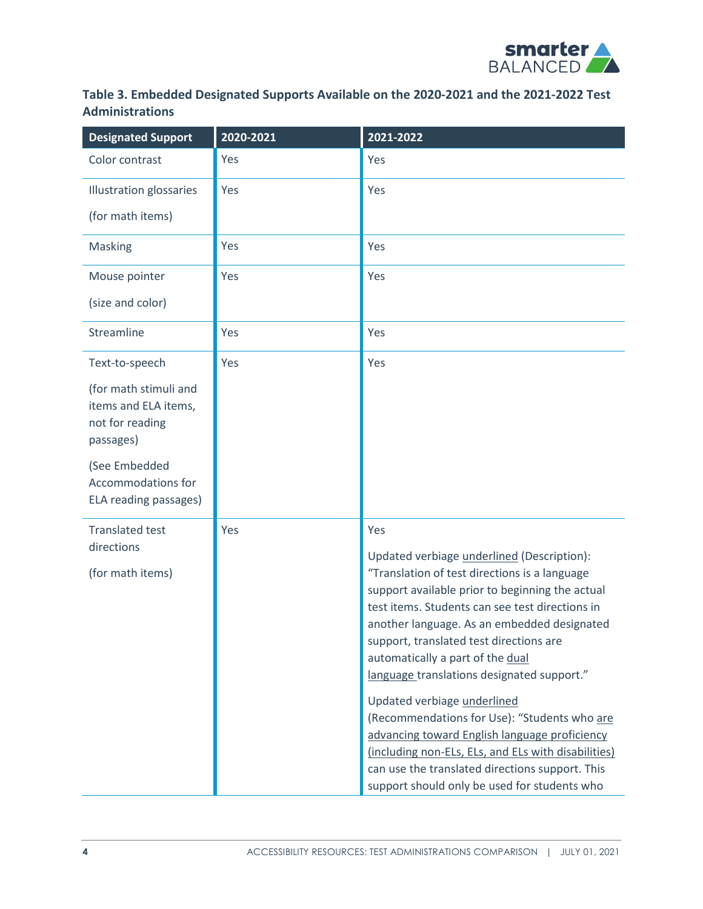### Table 3. Embedded Designated Supports Available on the 2020-2021 and the 2021-2022 Test Administrations

| Designated Support | 2020-2021 | 2021-2022 |
|---|---|---|
| Color contrast | Yes | Yes |
| Illustration glossaries (for math items) | Yes | Yes |
| Masking | Yes | Yes |
| Mouse pointer (size and color) | Yes | Yes |
| Streamline | Yes | Yes |
| Text-to-speech (for math stimuli and items and ELA items, not for reading passages) (See Embedded Accommodations for ELA reading passages) | Yes | Yes |
| Translated test directions (for math items) | Yes | Yes<br><br>Updated verbiage <u>underlined</u> (Description): "Translation of test directions is a language support available prior to beginning the actual test items. Students can see test directions in another language. As an embedded designated support, translated test directions are automatically a part of the <u>dual language</u> translations designated support."<br><br>Updated verbiage <u>underlined</u> (Recommendations for Use): "Students who <u>are advancing toward English language proficiency (including non-ELs, ELs, and ELs with disabilities)</u> can use the translated directions support. This support should only be used for students who |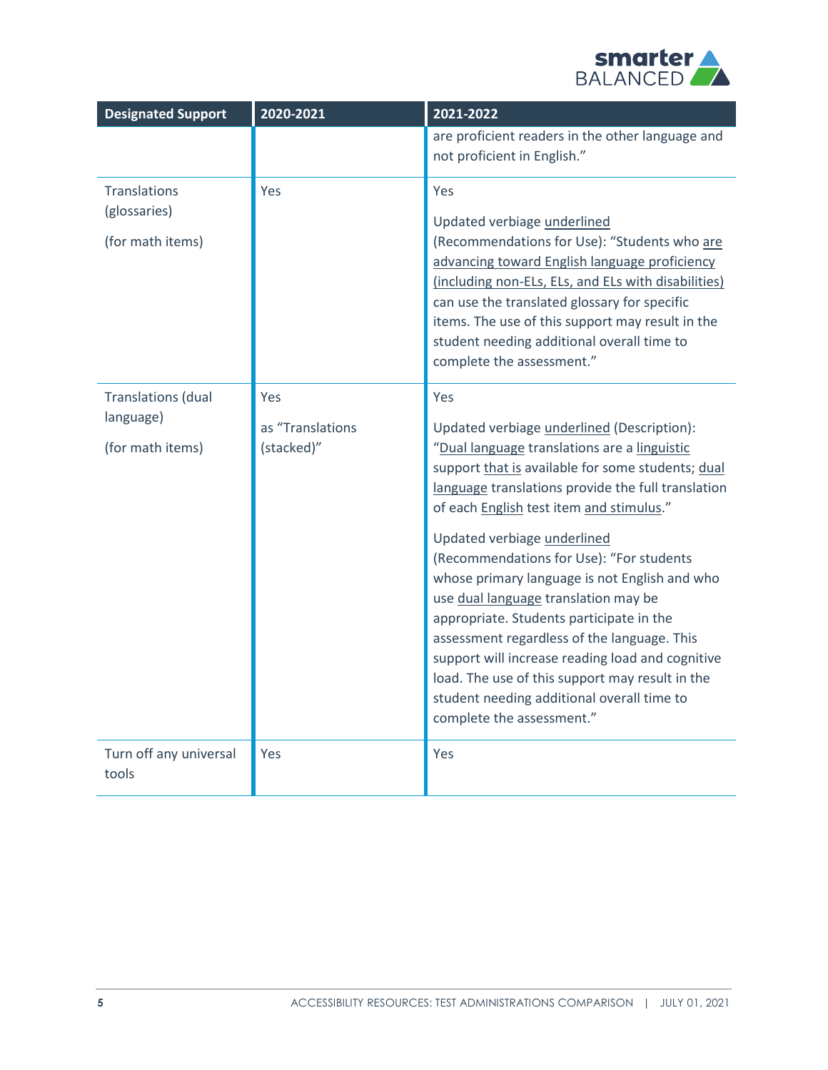| Designated Support | 2020-2021 | 2021-2022 |
|---|---|---|
| | | are proficient readers in the other language and not proficient in English." |
| Translations (glossaries)<br><br>(for math items) | Yes | Yes<br><br>Updated verbiage <u>underlined</u> (Recommendations for Use): "Students who <u>are advancing toward English language proficiency (including non-ELs, ELs, and ELs with disabilities)</u> can use the translated glossary for specific items. The use of this support may result in the student needing additional overall time to complete the assessment." |
| Translations (dual language)<br><br>(for math items) | Yes<br><br>as "Translations (stacked)" | Yes<br><br>Updated verbiage <u>underlined</u> (Description): "<u>Dual language</u> translations are a <u>linguistic</u> support <u>that is</u> available for some students; <u>dual language</u> translations provide the full translation of each <u>English</u> test item <u>and stimulus</u>."<br><br>Updated verbiage <u>underlined</u> (Recommendations for Use): "For students whose primary language is not English and who use <u>dual language</u> translation may be appropriate. Students participate in the assessment regardless of the language. This support will increase reading load and cognitive load. The use of this support may result in the student needing additional overall time to complete the assessment." |
| Turn off any universal tools | Yes | Yes |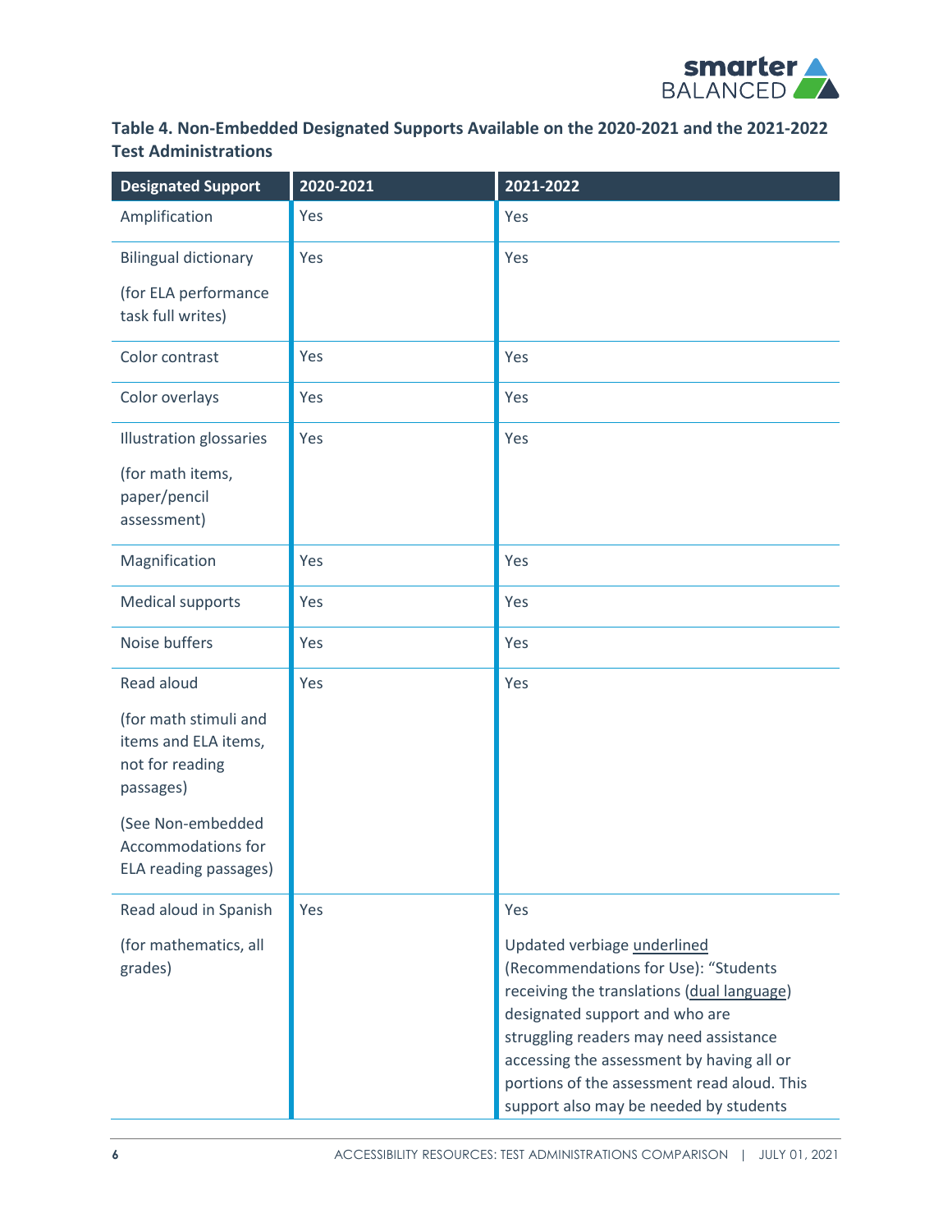**Table 4. Non-Embedded Designated Supports Available on the 2020-2021 and the 2021-2022 Test Administrations**

| Designated Support | 2020-2021 | 2021-2022 |
|---|---|---|
| Amplification | Yes | Yes |
| Bilingual dictionary<br><br>(for ELA performance task full writes) | Yes | Yes |
| Color contrast | Yes | Yes |
| Color overlays | Yes | Yes |
| Illustration glossaries<br><br>(for math items, paper/pencil assessment) | Yes | Yes |
| Magnification | Yes | Yes |
| Medical supports | Yes | Yes |
| Noise buffers | Yes | Yes |
| Read aloud<br><br>(for math stimuli and items and ELA items, not for reading passages)<br><br>(See Non-embedded Accommodations for ELA reading passages) | Yes | Yes |
| Read aloud in Spanish<br><br>(for mathematics, all grades) | Yes | Yes<br><br>Updated verbiage underlined (Recommendations for Use): "Students receiving the translations (dual language) designated support and who are struggling readers may need assistance accessing the assessment by having all or portions of the assessment read aloud. This support also may be needed by students |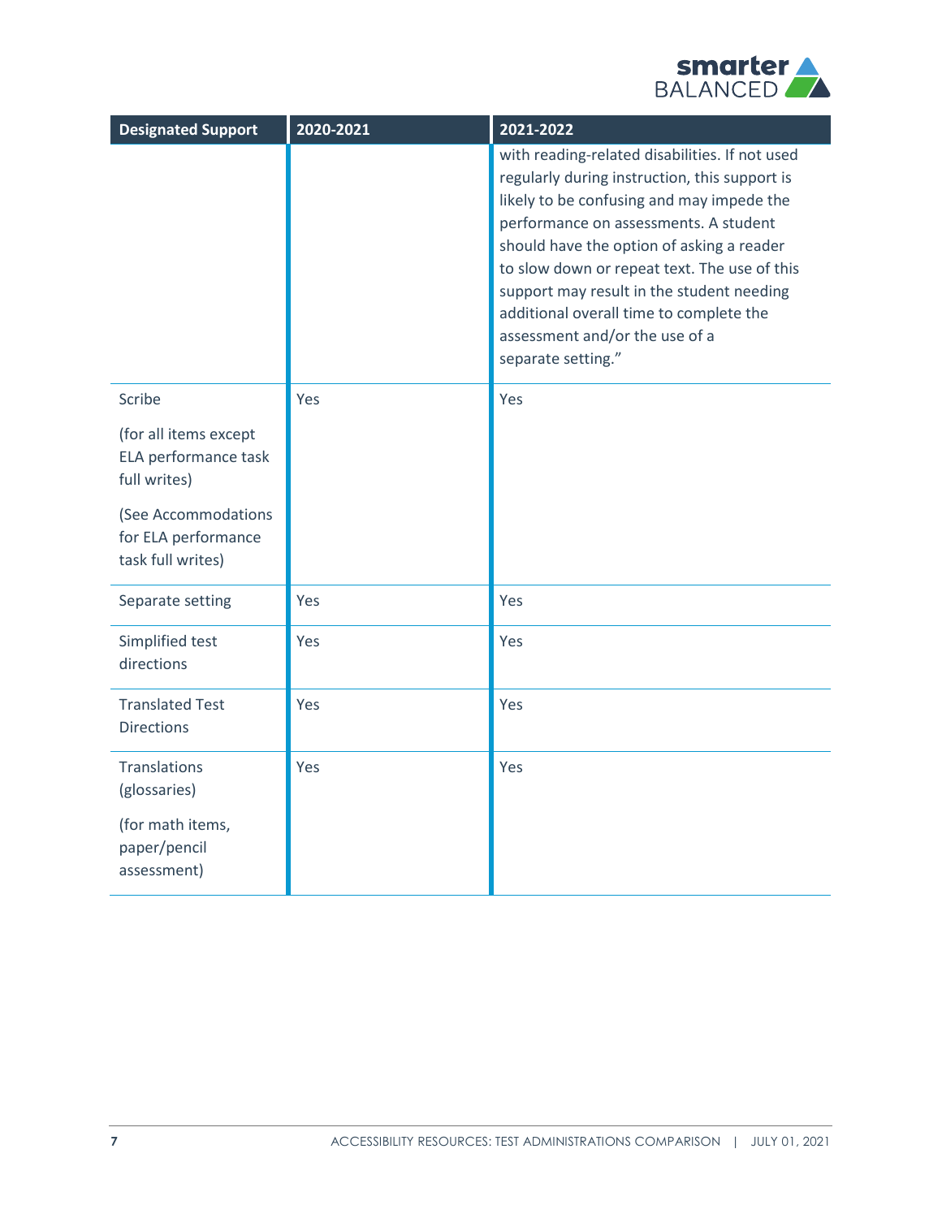| Designated Support | 2020-2021 | 2021-2022 |
| --- | --- | --- |
| | | with reading-related disabilities. If not used regularly during instruction, this support is likely to be confusing and may impede the performance on assessments. A student should have the option of asking a reader to slow down or repeat text. The use of this support may result in the student needing additional overall time to complete the assessment and/or the use of a separate setting.” |
| Scribe<br><br>(for all items except ELA performance task full writes)<br><br>(See Accommodations for ELA performance task full writes) | Yes | Yes |
| Separate setting | Yes | Yes |
| Simplified test directions | Yes | Yes |
| Translated Test Directions | Yes | Yes |
| Translations (glossaries)<br><br>(for math items, paper/pencil assessment) | Yes | Yes |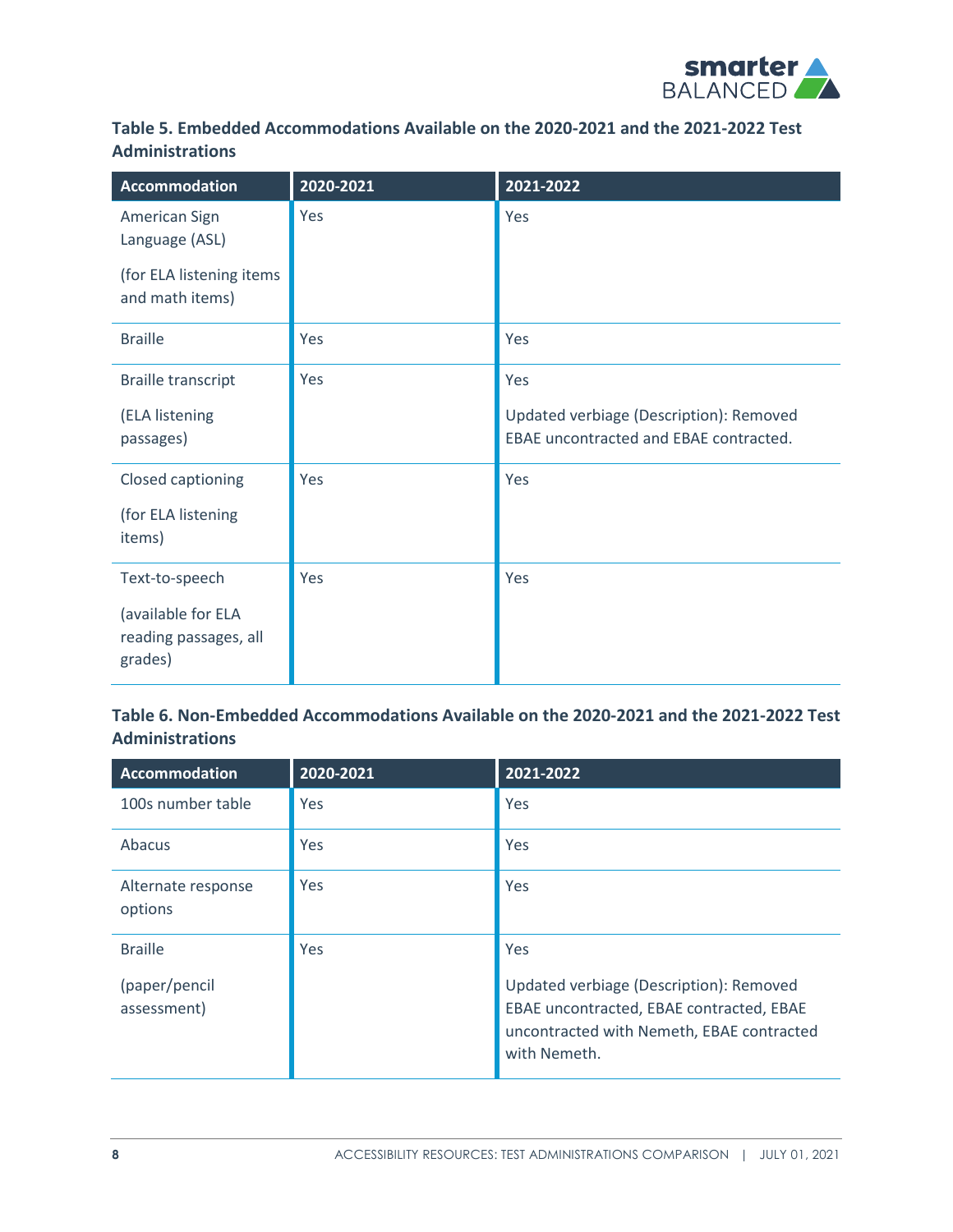**Table 5. Embedded Accommodations Available on the 2020-2021 and the 2021-2022 Test Administrations**

| Accommodation | 2020-2021 | 2021-2022 |
|---|---|---|
| American Sign Language (ASL)<br><br>(for ELA listening items and math items) | Yes | Yes |
| Braille | Yes | Yes |
| Braille transcript<br><br>(ELA listening passages) | Yes | Yes<br><br>Updated verbiage (Description): Removed EBAE uncontracted and EBAE contracted. |
| Closed captioning<br><br>(for ELA listening items) | Yes | Yes |
| Text-to-speech<br><br>(available for ELA reading passages, all grades) | Yes | Yes |

**Table 6. Non-Embedded Accommodations Available on the 2020-2021 and the 2021-2022 Test Administrations**

| Accommodation | 2020-2021 | 2021-2022 |
|---|---|---|
| 100s number table | Yes | Yes |
| Abacus | Yes | Yes |
| Alternate response options | Yes | Yes |
| Braille<br><br>(paper/pencil assessment) | Yes | Yes<br><br>Updated verbiage (Description): Removed EBAE uncontracted, EBAE contracted, EBAE uncontracted with Nemeth, EBAE contracted with Nemeth. |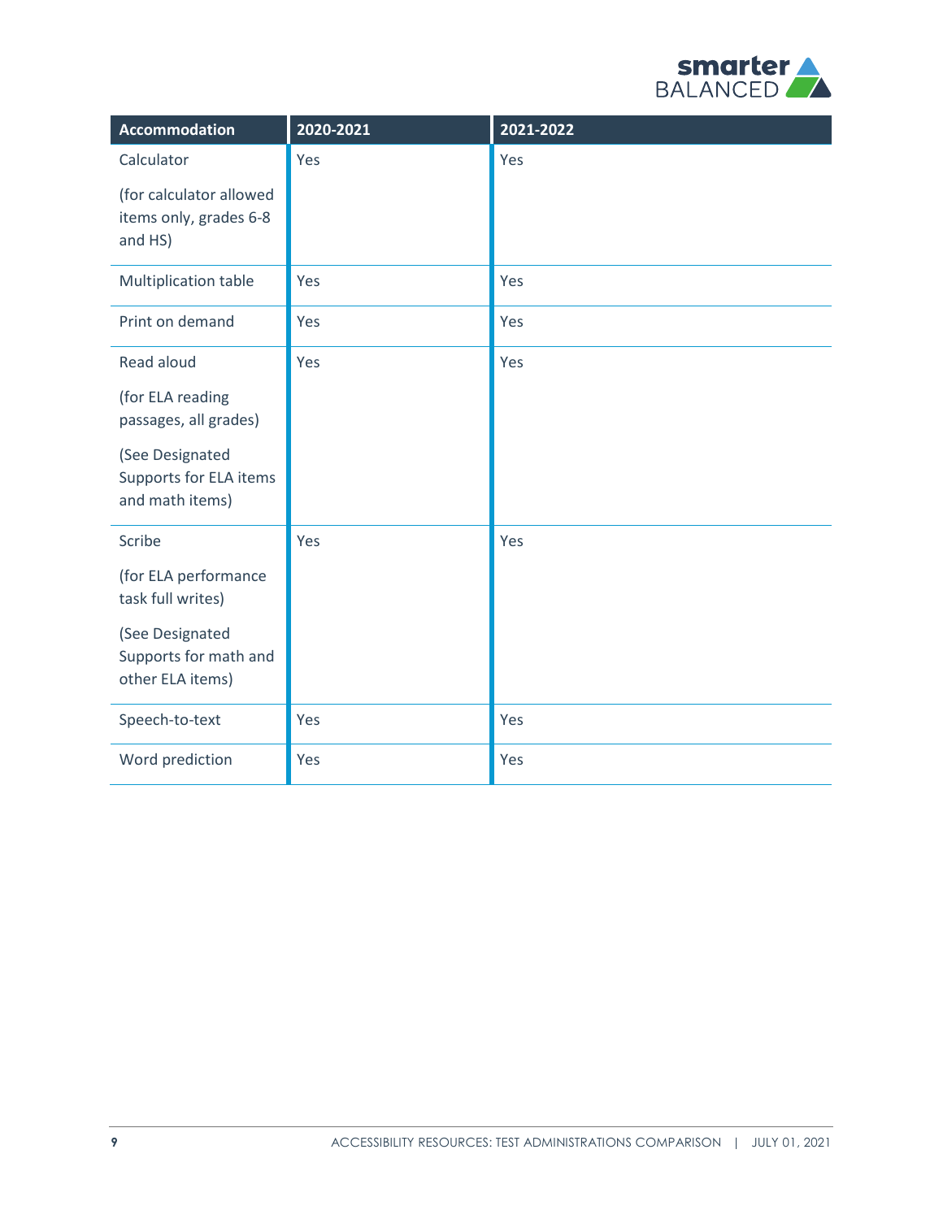| Accommodation | 2020-2021 | 2021-2022 |
|---|---|---|
| Calculator<br><br>(for calculator allowed items only, grades 6-8 and HS) | Yes | Yes |
| Multiplication table | Yes | Yes |
| Print on demand | Yes | Yes |
| Read aloud<br><br>(for ELA reading passages, all grades)<br><br>(See Designated Supports for ELA items and math items) | Yes | Yes |
| Scribe<br><br>(for ELA performance task full writes)<br><br>(See Designated Supports for math and other ELA items) | Yes | Yes |
| Speech-to-text | Yes | Yes |
| Word prediction | Yes | Yes |